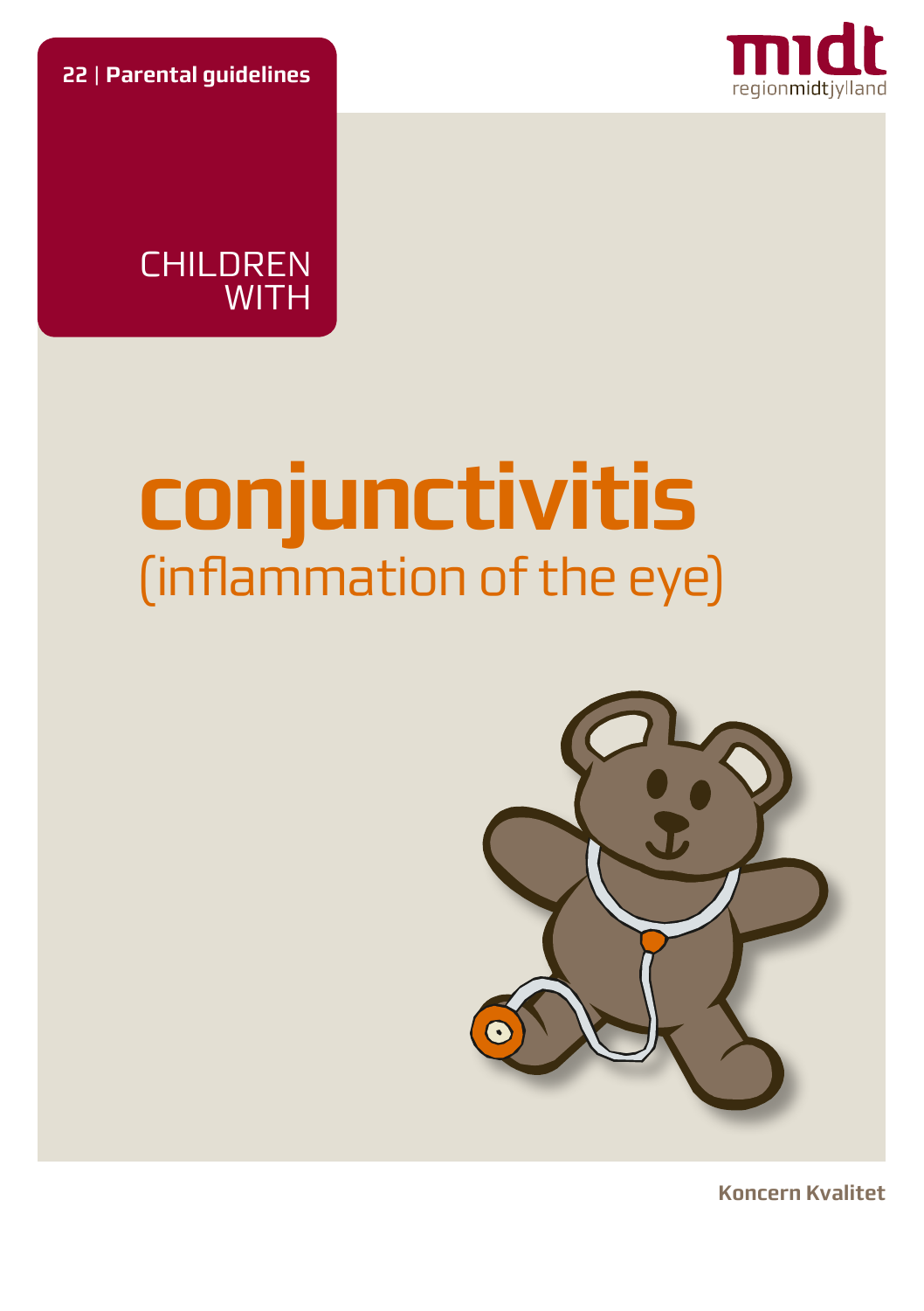**22 | Parental guidelines**

midt
regionmidtjylland

CHILDREN
WITH

# conjunctivitis
## (inflammation of the eye)

**Koncern Kvalitet**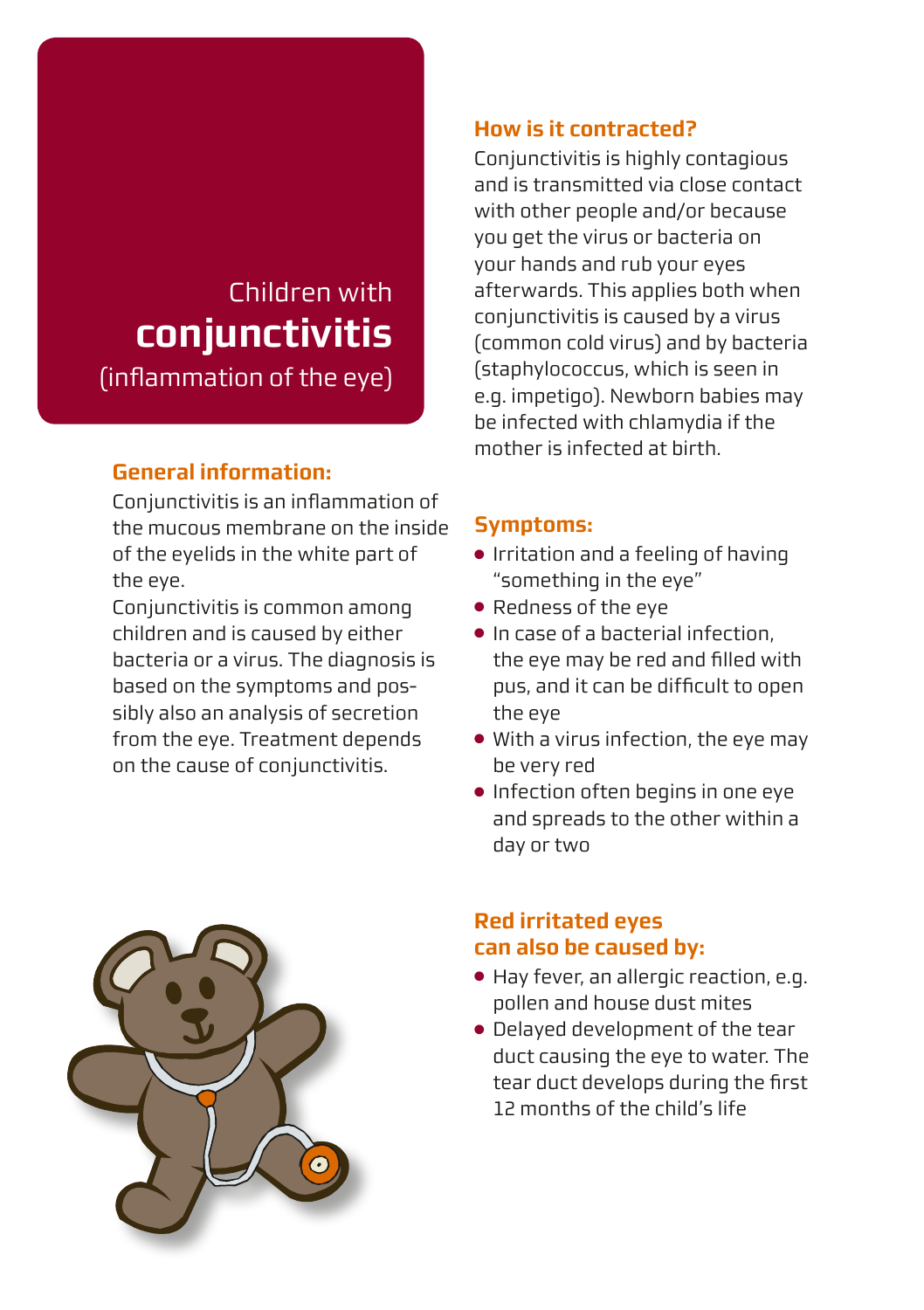# Children with **conjunctivitis** (inflammation of the eye)

## General information:

Conjunctivitis is an inflammation of the mucous membrane on the inside of the eyelids in the white part of the eye.

Conjunctivitis is common among children and is caused by either bacteria or a virus. The diagnosis is based on the symptoms and possibly also an analysis of secretion from the eye. Treatment depends on the cause of conjunctivitis.

## How is it contracted?

Conjunctivitis is highly contagious and is transmitted via close contact with other people and/or because you get the virus or bacteria on your hands and rub your eyes afterwards. This applies both when conjunctivitis is caused by a virus (common cold virus) and by bacteria (staphylococcus, which is seen in e.g. impetigo). Newborn babies may be infected with chlamydia if the mother is infected at birth.

## Symptoms:

- Irritation and a feeling of having "something in the eye"
- Redness of the eye
- In case of a bacterial infection, the eye may be red and filled with pus, and it can be difficult to open the eye
- With a virus infection, the eye may be very red
- Infection often begins in one eye and spreads to the other within a day or two

## Red irritated eyes can also be caused by:

- Hay fever, an allergic reaction, e.g. pollen and house dust mites
- Delayed development of the tear duct causing the eye to water. The tear duct develops during the first 12 months of the child's life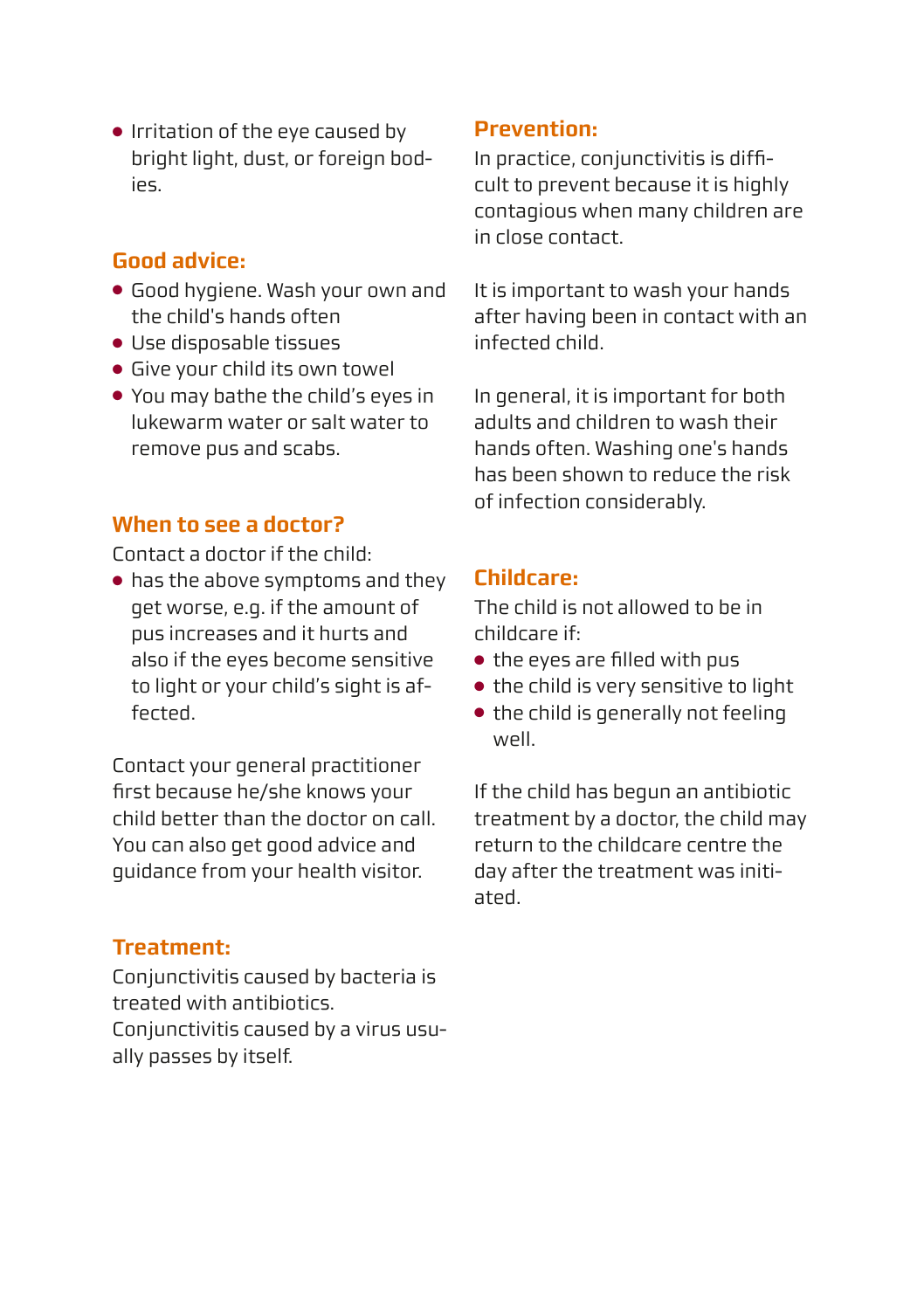- Irritation of the eye caused by bright light, dust, or foreign bodies.

## Good advice:

- Good hygiene. Wash your own and the child's hands often
- Use disposable tissues
- Give your child its own towel
- You may bathe the child's eyes in lukewarm water or salt water to remove pus and scabs.

## When to see a doctor?

Contact a doctor if the child:

- has the above symptoms and they get worse, e.g. if the amount of pus increases and it hurts and also if the eyes become sensitive to light or your child's sight is affected.

Contact your general practitioner first because he/she knows your child better than the doctor on call. You can also get good advice and guidance from your health visitor.

## Treatment:

Conjunctivitis caused by bacteria is treated with antibiotics.
Conjunctivitis caused by a virus usually passes by itself.

## Prevention:

In practice, conjunctivitis is difficult to prevent because it is highly contagious when many children are in close contact.

It is important to wash your hands after having been in contact with an infected child.

In general, it is important for both adults and children to wash their hands often. Washing one's hands has been shown to reduce the risk of infection considerably.

## Childcare:

The child is not allowed to be in childcare if:

- the eyes are filled with pus
- the child is very sensitive to light
- the child is generally not feeling well.

If the child has begun an antibiotic treatment by a doctor, the child may return to the childcare centre the day after the treatment was initiated.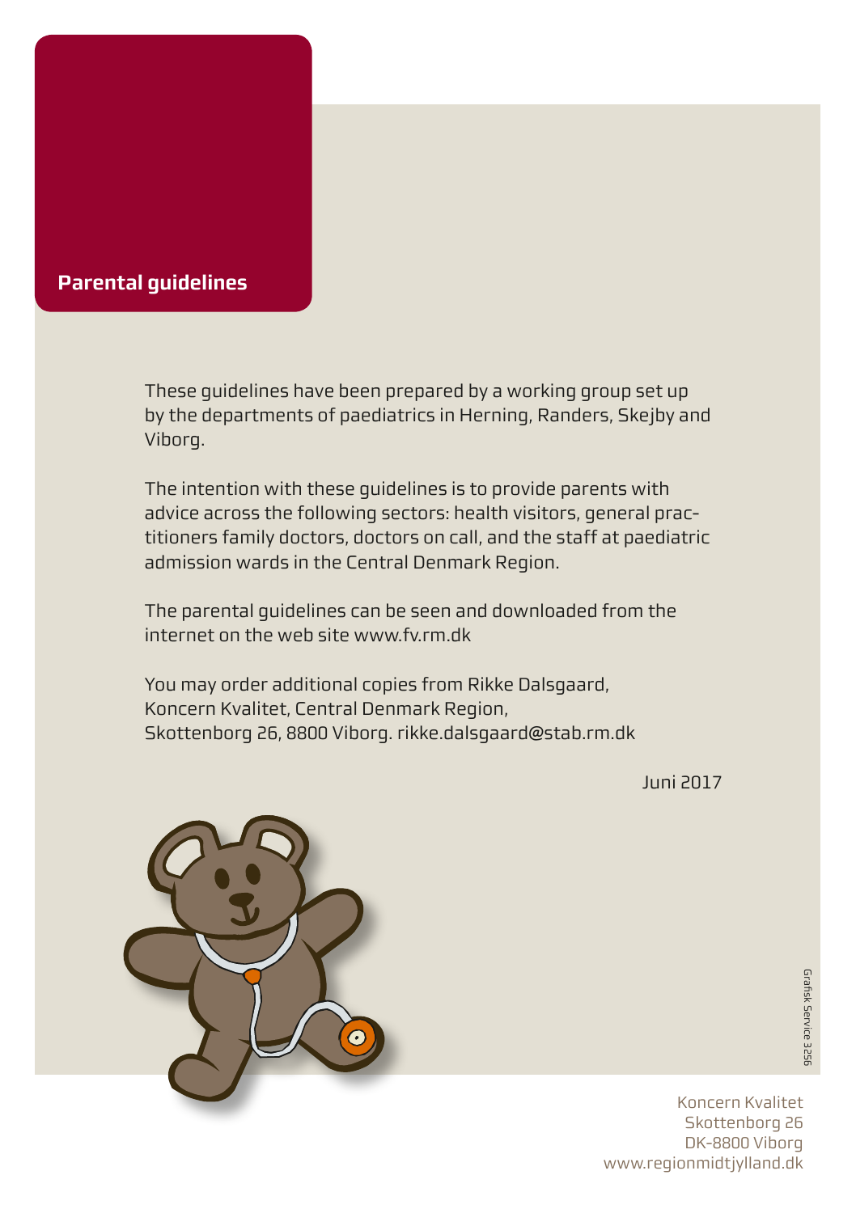## Parental guidelines

These guidelines have been prepared by a working group set up by the departments of paediatrics in Herning, Randers, Skejby and Viborg.

The intention with these guidelines is to provide parents with advice across the following sectors: health visitors, general practitioners family doctors, doctors on call, and the staff at paediatric admission wards in the Central Denmark Region.

The parental guidelines can be seen and downloaded from the internet on the web site www.fv.rm.dk

You may order additional copies from Rikke Dalsgaard,
Koncern Kvalitet, Central Denmark Region,
Skottenborg 26, 8800 Viborg. rikke.dalsgaard@stab.rm.dk

Juni 2017

Grafisk Service 3256

Koncern Kvalitet
Skottenborg 26
DK-8800 Viborg
www.regionmidtjylland.dk